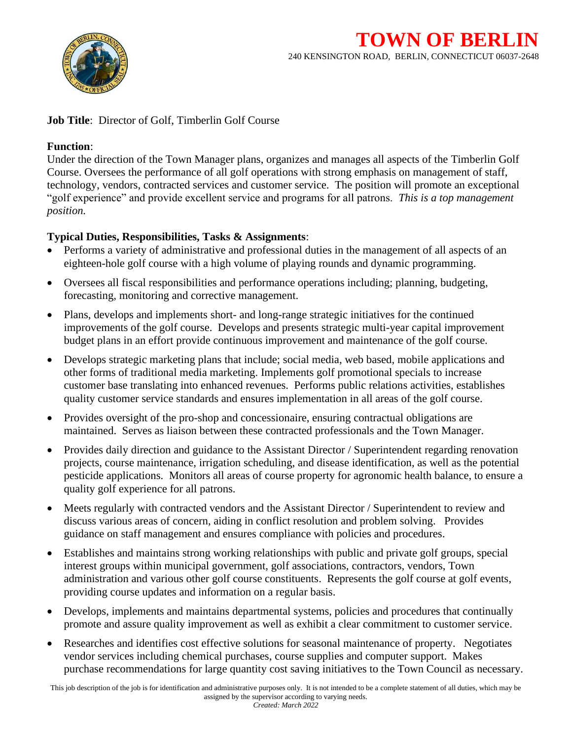# TOWN OF BERLIN

240 KENSINGTON ROAD, BERLIN, CONNECTICUT 06037-2648

**Job Title**: Director of Golf, Timberlin Golf Course

**Function**:
Under the direction of the Town Manager plans, organizes and manages all aspects of the Timberlin Golf Course. Oversees the performance of all golf operations with strong emphasis on management of staff, technology, vendors, contracted services and customer service. The position will promote an exceptional "golf experience" and provide excellent service and programs for all patrons. *This is a top management position.*

**Typical Duties, Responsibilities, Tasks & Assignments**:

- Performs a variety of administrative and professional duties in the management of all aspects of an eighteen-hole golf course with a high volume of playing rounds and dynamic programming.
- Oversees all fiscal responsibilities and performance operations including; planning, budgeting, forecasting, monitoring and corrective management.
- Plans, develops and implements short- and long-range strategic initiatives for the continued improvements of the golf course. Develops and presents strategic multi-year capital improvement budget plans in an effort provide continuous improvement and maintenance of the golf course.
- Develops strategic marketing plans that include; social media, web based, mobile applications and other forms of traditional media marketing. Implements golf promotional specials to increase customer base translating into enhanced revenues. Performs public relations activities, establishes quality customer service standards and ensures implementation in all areas of the golf course.
- Provides oversight of the pro-shop and concessionaire, ensuring contractual obligations are maintained. Serves as liaison between these contracted professionals and the Town Manager.
- Provides daily direction and guidance to the Assistant Director / Superintendent regarding renovation projects, course maintenance, irrigation scheduling, and disease identification, as well as the potential pesticide applications. Monitors all areas of course property for agronomic health balance, to ensure a quality golf experience for all patrons.
- Meets regularly with contracted vendors and the Assistant Director / Superintendent to review and discuss various areas of concern, aiding in conflict resolution and problem solving. Provides guidance on staff management and ensures compliance with policies and procedures.
- Establishes and maintains strong working relationships with public and private golf groups, special interest groups within municipal government, golf associations, contractors, vendors, Town administration and various other golf course constituents. Represents the golf course at golf events, providing course updates and information on a regular basis.
- Develops, implements and maintains departmental systems, policies and procedures that continually promote and assure quality improvement as well as exhibit a clear commitment to customer service.
- Researches and identifies cost effective solutions for seasonal maintenance of property. Negotiates vendor services including chemical purchases, course supplies and computer support. Makes purchase recommendations for large quantity cost saving initiatives to the Town Council as necessary.

This job description of the job is for identification and administrative purposes only. It is not intended to be a complete statement of all duties, which may be assigned by the supervisor according to varying needs.

*Created: March 2022*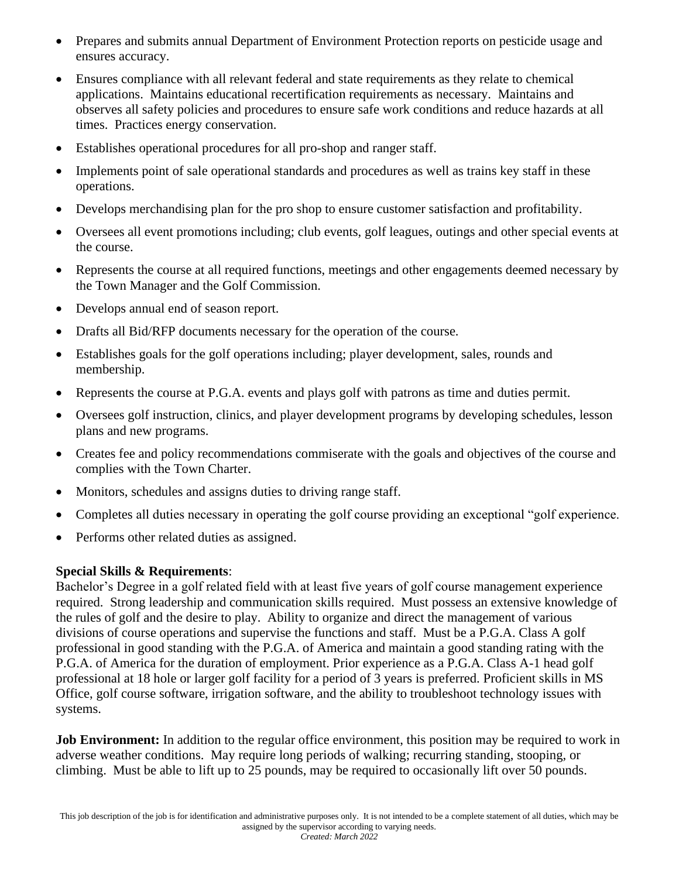- Prepares and submits annual Department of Environment Protection reports on pesticide usage and ensures accuracy.
- Ensures compliance with all relevant federal and state requirements as they relate to chemical applications. Maintains educational recertification requirements as necessary. Maintains and observes all safety policies and procedures to ensure safe work conditions and reduce hazards at all times. Practices energy conservation.
- Establishes operational procedures for all pro-shop and ranger staff.
- Implements point of sale operational standards and procedures as well as trains key staff in these operations.
- Develops merchandising plan for the pro shop to ensure customer satisfaction and profitability.
- Oversees all event promotions including; club events, golf leagues, outings and other special events at the course.
- Represents the course at all required functions, meetings and other engagements deemed necessary by the Town Manager and the Golf Commission.
- Develops annual end of season report.
- Drafts all Bid/RFP documents necessary for the operation of the course.
- Establishes goals for the golf operations including; player development, sales, rounds and membership.
- Represents the course at P.G.A. events and plays golf with patrons as time and duties permit.
- Oversees golf instruction, clinics, and player development programs by developing schedules, lesson plans and new programs.
- Creates fee and policy recommendations commiserate with the goals and objectives of the course and complies with the Town Charter.
- Monitors, schedules and assigns duties to driving range staff.
- Completes all duties necessary in operating the golf course providing an exceptional "golf experience.
- Performs other related duties as assigned.

**Special Skills & Requirements**:
Bachelor's Degree in a golf related field with at least five years of golf course management experience required. Strong leadership and communication skills required. Must possess an extensive knowledge of the rules of golf and the desire to play. Ability to organize and direct the management of various divisions of course operations and supervise the functions and staff. Must be a P.G.A. Class A golf professional in good standing with the P.G.A. of America and maintain a good standing rating with the P.G.A. of America for the duration of employment. Prior experience as a P.G.A. Class A-1 head golf professional at 18 hole or larger golf facility for a period of 3 years is preferred. Proficient skills in MS Office, golf course software, irrigation software, and the ability to troubleshoot technology issues with systems.

**Job Environment:** In addition to the regular office environment, this position may be required to work in adverse weather conditions. May require long periods of walking; recurring standing, stooping, or climbing. Must be able to lift up to 25 pounds, may be required to occasionally lift over 50 pounds.

This job description of the job is for identification and administrative purposes only. It is not intended to be a complete statement of all duties, which may be assigned by the supervisor according to varying needs.
*Created: March 2022*